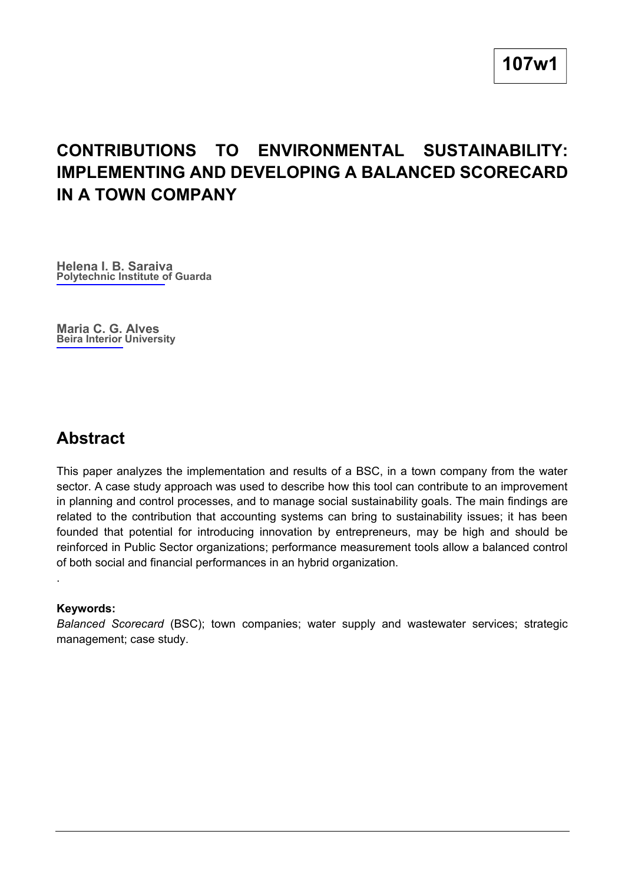107w1

# CONTRIBUTIONS TO ENVIRONMENTAL SUSTAINABILITY: IMPLEMENTING AND DEVELOPING A BALANCED SCORECARD IN A TOWN COMPANY

**Helena I. B. Saraiva**
**Polytechnic Institute of Guarda**

**Maria C. G. Alves**
**Beira Interior University**

## Abstract

This paper analyzes the implementation and results of a BSC, in a town company from the water sector. A case study approach was used to describe how this tool can contribute to an improvement in planning and control processes, and to manage social sustainability goals. The main findings are related to the contribution that accounting systems can bring to sustainability issues; it has been founded that potential for introducing innovation by entrepreneurs, may be high and should be reinforced in Public Sector organizations; performance measurement tools allow a balanced control of both social and financial performances in an hybrid organization.

.

**Keywords:**
*Balanced Scorecard* (BSC); town companies; water supply and wastewater services; strategic management; case study.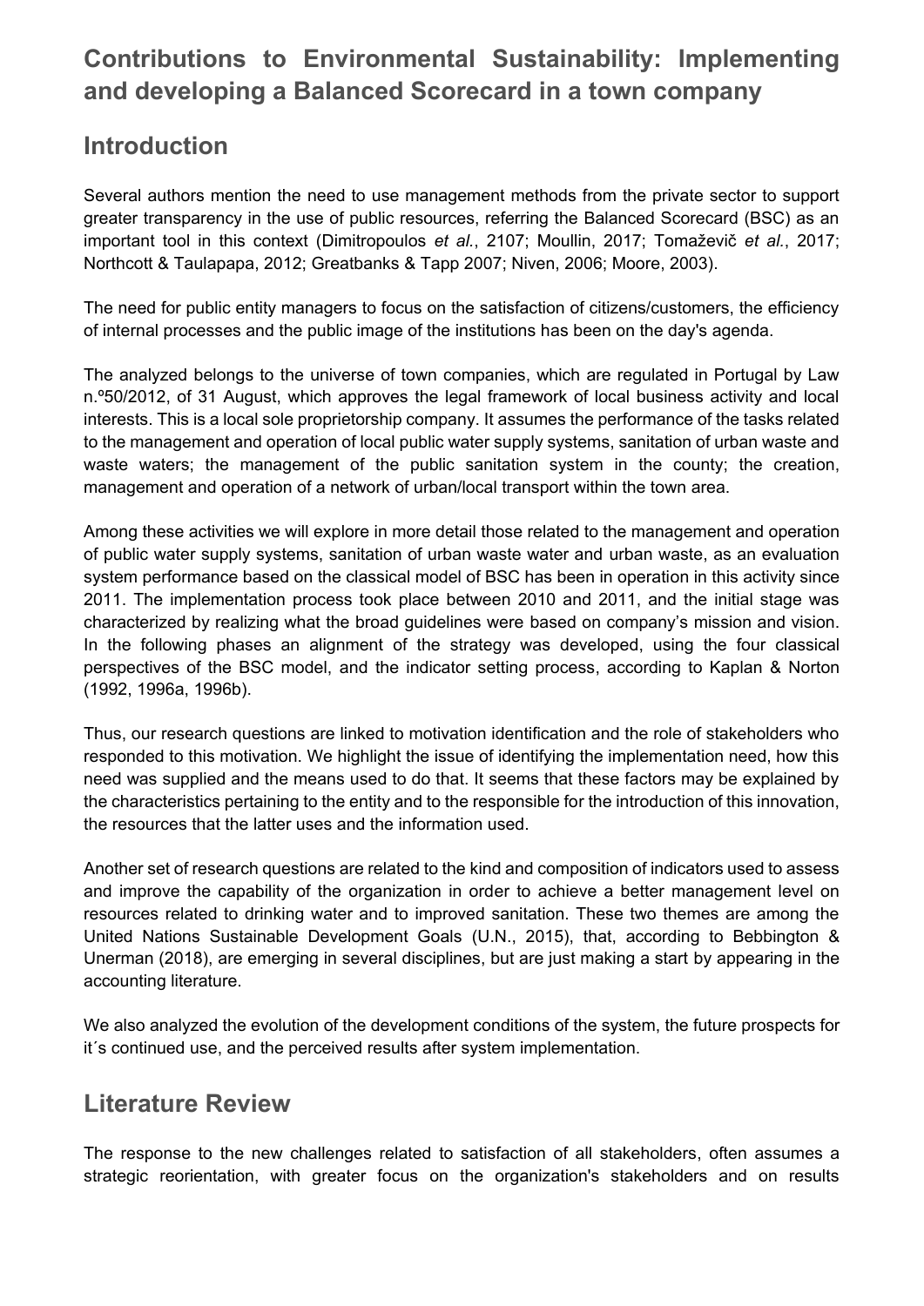## Contributions to Environmental Sustainability: Implementing and developing a Balanced Scorecard in a town company

## Introduction

Several authors mention the need to use management methods from the private sector to support greater transparency in the use of public resources, referring the Balanced Scorecard (BSC) as an important tool in this context (Dimitropoulos *et al.*, 2107; Moullin, 2017; Tomaževič *et al.*, 2017; Northcott & Taulapapa, 2012; Greatbanks & Tapp 2007; Niven, 2006; Moore, 2003).

The need for public entity managers to focus on the satisfaction of citizens/customers, the efficiency of internal processes and the public image of the institutions has been on the day's agenda.

The analyzed belongs to the universe of town companies, which are regulated in Portugal by Law n.º50/2012, of 31 August, which approves the legal framework of local business activity and local interests. This is a local sole proprietorship company. It assumes the performance of the tasks related to the management and operation of local public water supply systems, sanitation of urban waste and waste waters; the management of the public sanitation system in the county; the creation, management and operation of a network of urban/local transport within the town area.

Among these activities we will explore in more detail those related to the management and operation of public water supply systems, sanitation of urban waste water and urban waste, as an evaluation system performance based on the classical model of BSC has been in operation in this activity since 2011. The implementation process took place between 2010 and 2011, and the initial stage was characterized by realizing what the broad guidelines were based on company's mission and vision. In the following phases an alignment of the strategy was developed, using the four classical perspectives of the BSC model, and the indicator setting process, according to Kaplan & Norton (1992, 1996a, 1996b).

Thus, our research questions are linked to motivation identification and the role of stakeholders who responded to this motivation. We highlight the issue of identifying the implementation need, how this need was supplied and the means used to do that. It seems that these factors may be explained by the characteristics pertaining to the entity and to the responsible for the introduction of this innovation, the resources that the latter uses and the information used.

Another set of research questions are related to the kind and composition of indicators used to assess and improve the capability of the organization in order to achieve a better management level on resources related to drinking water and to improved sanitation. These two themes are among the United Nations Sustainable Development Goals (U.N., 2015), that, according to Bebbington & Unerman (2018), are emerging in several disciplines, but are just making a start by appearing in the accounting literature.

We also analyzed the evolution of the development conditions of the system, the future prospects for it´s continued use, and the perceived results after system implementation.

## Literature Review

The response to the new challenges related to satisfaction of all stakeholders, often assumes a strategic reorientation, with greater focus on the organization's stakeholders and on results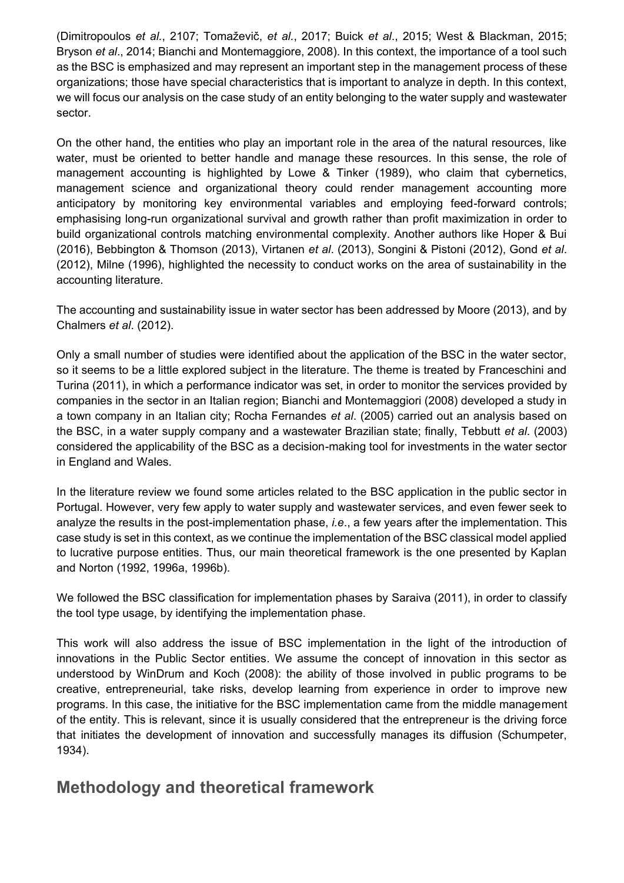(Dimitropoulos *et al.*, 2107; Tomaževič, *et al.*, 2017; Buick *et al*., 2015; West & Blackman, 2015; Bryson *et al*., 2014; Bianchi and Montemaggiore, 2008). In this context, the importance of a tool such as the BSC is emphasized and may represent an important step in the management process of these organizations; those have special characteristics that is important to analyze in depth. In this context, we will focus our analysis on the case study of an entity belonging to the water supply and wastewater sector.

On the other hand, the entities who play an important role in the area of the natural resources, like water, must be oriented to better handle and manage these resources. In this sense, the role of management accounting is highlighted by Lowe & Tinker (1989), who claim that cybernetics, management science and organizational theory could render management accounting more anticipatory by monitoring key environmental variables and employing feed-forward controls; emphasising long-run organizational survival and growth rather than profit maximization in order to build organizational controls matching environmental complexity. Another authors like Hoper & Bui (2016), Bebbington & Thomson (2013), Virtanen *et al*. (2013), Songini & Pistoni (2012), Gond *et al*. (2012), Milne (1996), highlighted the necessity to conduct works on the area of sustainability in the accounting literature.

The accounting and sustainability issue in water sector has been addressed by Moore (2013), and by Chalmers *et al*. (2012).

Only a small number of studies were identified about the application of the BSC in the water sector, so it seems to be a little explored subject in the literature. The theme is treated by Franceschini and Turina (2011), in which a performance indicator was set, in order to monitor the services provided by companies in the sector in an Italian region; Bianchi and Montemaggiori (2008) developed a study in a town company in an Italian city; Rocha Fernandes *et al*. (2005) carried out an analysis based on the BSC, in a water supply company and a wastewater Brazilian state; finally, Tebbutt *et al*. (2003) considered the applicability of the BSC as a decision-making tool for investments in the water sector in England and Wales.

In the literature review we found some articles related to the BSC application in the public sector in Portugal. However, very few apply to water supply and wastewater services, and even fewer seek to analyze the results in the post-implementation phase, *i.e*., a few years after the implementation. This case study is set in this context, as we continue the implementation of the BSC classical model applied to lucrative purpose entities. Thus, our main theoretical framework is the one presented by Kaplan and Norton (1992, 1996a, 1996b).

We followed the BSC classification for implementation phases by Saraiva (2011), in order to classify the tool type usage, by identifying the implementation phase.

This work will also address the issue of BSC implementation in the light of the introduction of innovations in the Public Sector entities. We assume the concept of innovation in this sector as understood by WinDrum and Koch (2008): the ability of those involved in public programs to be creative, entrepreneurial, take risks, develop learning from experience in order to improve new programs. In this case, the initiative for the BSC implementation came from the middle management of the entity. This is relevant, since it is usually considered that the entrepreneur is the driving force that initiates the development of innovation and successfully manages its diffusion (Schumpeter, 1934).

## Methodology and theoretical framework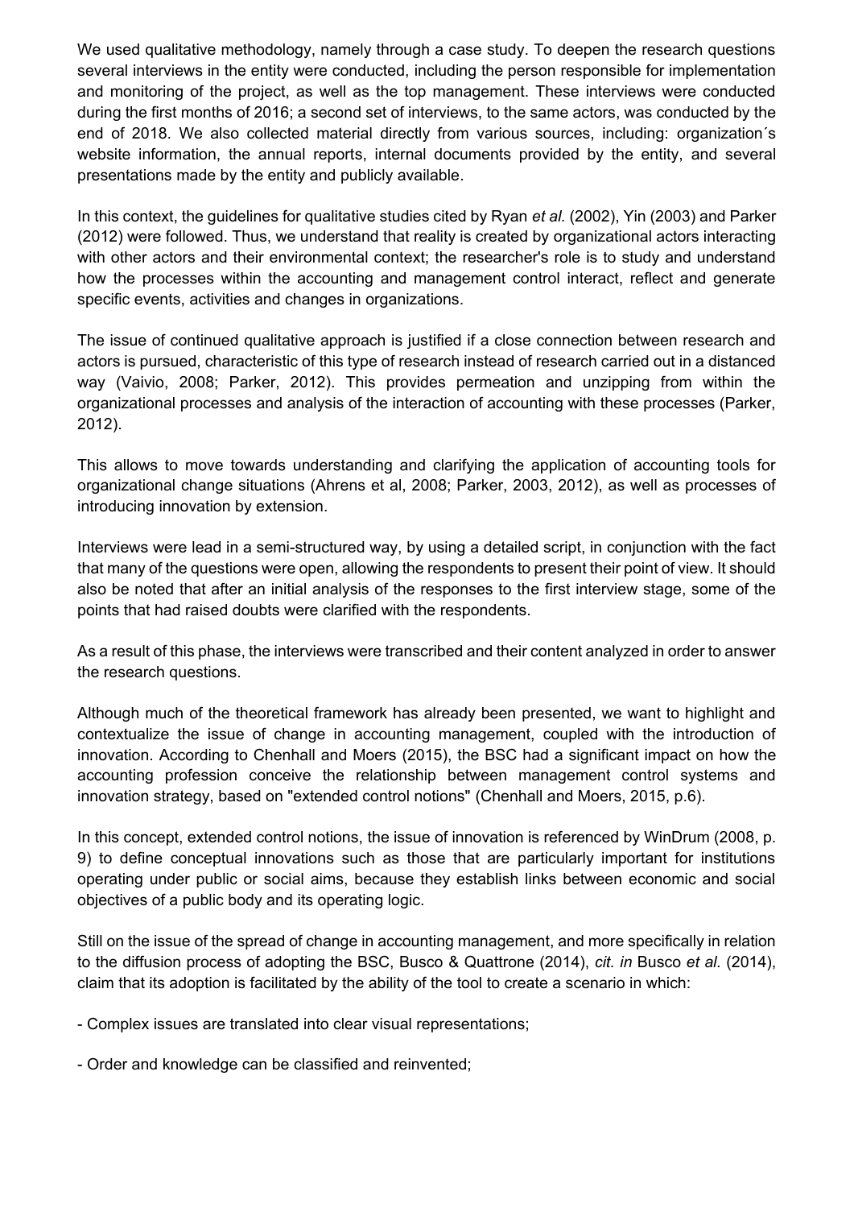We used qualitative methodology, namely through a case study. To deepen the research questions several interviews in the entity were conducted, including the person responsible for implementation and monitoring of the project, as well as the top management. These interviews were conducted during the first months of 2016; a second set of interviews, to the same actors, was conducted by the end of 2018. We also collected material directly from various sources, including: organization´s website information, the annual reports, internal documents provided by the entity, and several presentations made by the entity and publicly available.

In this context, the guidelines for qualitative studies cited by Ryan *et al.* (2002), Yin (2003) and Parker (2012) were followed. Thus, we understand that reality is created by organizational actors interacting with other actors and their environmental context; the researcher's role is to study and understand how the processes within the accounting and management control interact, reflect and generate specific events, activities and changes in organizations.

The issue of continued qualitative approach is justified if a close connection between research and actors is pursued, characteristic of this type of research instead of research carried out in a distanced way (Vaivio, 2008; Parker, 2012). This provides permeation and unzipping from within the organizational processes and analysis of the interaction of accounting with these processes (Parker, 2012).

This allows to move towards understanding and clarifying the application of accounting tools for organizational change situations (Ahrens et al, 2008; Parker, 2003, 2012), as well as processes of introducing innovation by extension.

Interviews were lead in a semi-structured way, by using a detailed script, in conjunction with the fact that many of the questions were open, allowing the respondents to present their point of view. It should also be noted that after an initial analysis of the responses to the first interview stage, some of the points that had raised doubts were clarified with the respondents.

As a result of this phase, the interviews were transcribed and their content analyzed in order to answer the research questions.

Although much of the theoretical framework has already been presented, we want to highlight and contextualize the issue of change in accounting management, coupled with the introduction of innovation. According to Chenhall and Moers (2015), the BSC had a significant impact on how the accounting profession conceive the relationship between management control systems and innovation strategy, based on "extended control notions" (Chenhall and Moers, 2015, p.6).

In this concept, extended control notions, the issue of innovation is referenced by WinDrum (2008, p. 9) to define conceptual innovations such as those that are particularly important for institutions operating under public or social aims, because they establish links between economic and social objectives of a public body and its operating logic.

Still on the issue of the spread of change in accounting management, and more specifically in relation to the diffusion process of adopting the BSC, Busco & Quattrone (2014), *cit. in* Busco *et al.* (2014), claim that its adoption is facilitated by the ability of the tool to create a scenario in which:

- Complex issues are translated into clear visual representations;
- Order and knowledge can be classified and reinvented;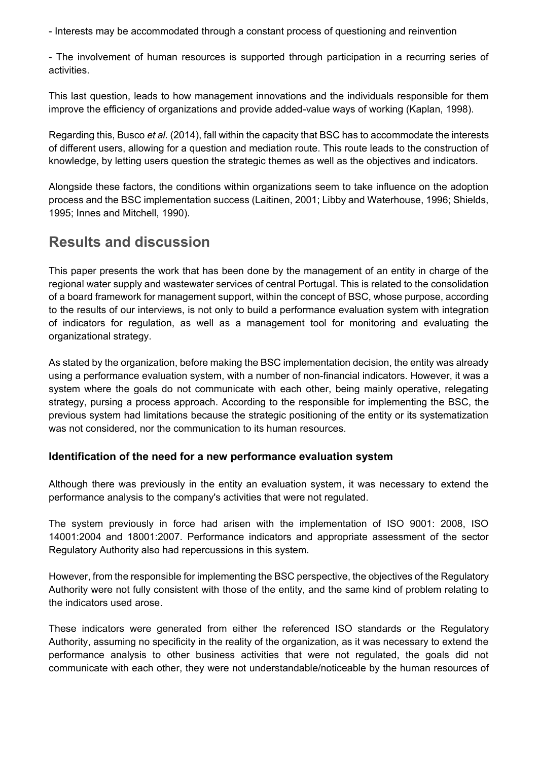- Interests may be accommodated through a constant process of questioning and reinvention

- The involvement of human resources is supported through participation in a recurring series of activities.

This last question, leads to how management innovations and the individuals responsible for them improve the efficiency of organizations and provide added-value ways of working (Kaplan, 1998).

Regarding this, Busco *et al.* (2014), fall within the capacity that BSC has to accommodate the interests of different users, allowing for a question and mediation route. This route leads to the construction of knowledge, by letting users question the strategic themes as well as the objectives and indicators.

Alongside these factors, the conditions within organizations seem to take influence on the adoption process and the BSC implementation success (Laitinen, 2001; Libby and Waterhouse, 1996; Shields, 1995; Innes and Mitchell, 1990).

## Results and discussion

This paper presents the work that has been done by the management of an entity in charge of the regional water supply and wastewater services of central Portugal. This is related to the consolidation of a board framework for management support, within the concept of BSC, whose purpose, according to the results of our interviews, is not only to build a performance evaluation system with integration of indicators for regulation, as well as a management tool for monitoring and evaluating the organizational strategy.

As stated by the organization, before making the BSC implementation decision, the entity was already using a performance evaluation system, with a number of non-financial indicators. However, it was a system where the goals do not communicate with each other, being mainly operative, relegating strategy, pursing a process approach. According to the responsible for implementing the BSC, the previous system had limitations because the strategic positioning of the entity or its systematization was not considered, nor the communication to its human resources.

### Identification of the need for a new performance evaluation system

Although there was previously in the entity an evaluation system, it was necessary to extend the performance analysis to the company's activities that were not regulated.

The system previously in force had arisen with the implementation of ISO 9001: 2008, ISO 14001:2004 and 18001:2007. Performance indicators and appropriate assessment of the sector Regulatory Authority also had repercussions in this system.

However, from the responsible for implementing the BSC perspective, the objectives of the Regulatory Authority were not fully consistent with those of the entity, and the same kind of problem relating to the indicators used arose.

These indicators were generated from either the referenced ISO standards or the Regulatory Authority, assuming no specificity in the reality of the organization, as it was necessary to extend the performance analysis to other business activities that were not regulated, the goals did not communicate with each other, they were not understandable/noticeable by the human resources of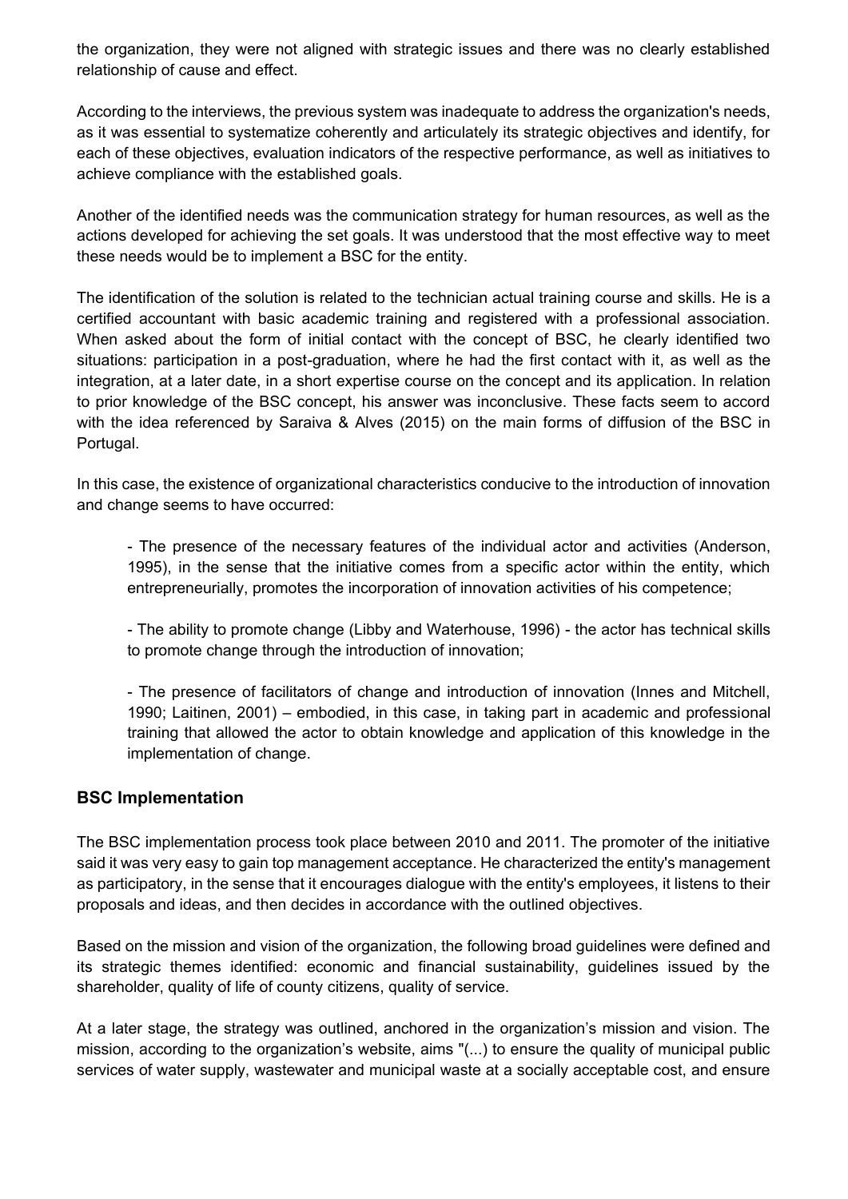the organization, they were not aligned with strategic issues and there was no clearly established relationship of cause and effect.

According to the interviews, the previous system was inadequate to address the organization's needs, as it was essential to systematize coherently and articulately its strategic objectives and identify, for each of these objectives, evaluation indicators of the respective performance, as well as initiatives to achieve compliance with the established goals.

Another of the identified needs was the communication strategy for human resources, as well as the actions developed for achieving the set goals. It was understood that the most effective way to meet these needs would be to implement a BSC for the entity.

The identification of the solution is related to the technician actual training course and skills. He is a certified accountant with basic academic training and registered with a professional association. When asked about the form of initial contact with the concept of BSC, he clearly identified two situations: participation in a post-graduation, where he had the first contact with it, as well as the integration, at a later date, in a short expertise course on the concept and its application. In relation to prior knowledge of the BSC concept, his answer was inconclusive. These facts seem to accord with the idea referenced by Saraiva & Alves (2015) on the main forms of diffusion of the BSC in Portugal.

In this case, the existence of organizational characteristics conducive to the introduction of innovation and change seems to have occurred:

- The presence of the necessary features of the individual actor and activities (Anderson, 1995), in the sense that the initiative comes from a specific actor within the entity, which entrepreneurially, promotes the incorporation of innovation activities of his competence;

- The ability to promote change (Libby and Waterhouse, 1996) - the actor has technical skills to promote change through the introduction of innovation;

- The presence of facilitators of change and introduction of innovation (Innes and Mitchell, 1990; Laitinen, 2001) – embodied, in this case, in taking part in academic and professional training that allowed the actor to obtain knowledge and application of this knowledge in the implementation of change.

## BSC Implementation

The BSC implementation process took place between 2010 and 2011. The promoter of the initiative said it was very easy to gain top management acceptance. He characterized the entity's management as participatory, in the sense that it encourages dialogue with the entity's employees, it listens to their proposals and ideas, and then decides in accordance with the outlined objectives.

Based on the mission and vision of the organization, the following broad guidelines were defined and its strategic themes identified: economic and financial sustainability, guidelines issued by the shareholder, quality of life of county citizens, quality of service.

At a later stage, the strategy was outlined, anchored in the organization's mission and vision. The mission, according to the organization's website, aims "(...) to ensure the quality of municipal public services of water supply, wastewater and municipal waste at a socially acceptable cost, and ensure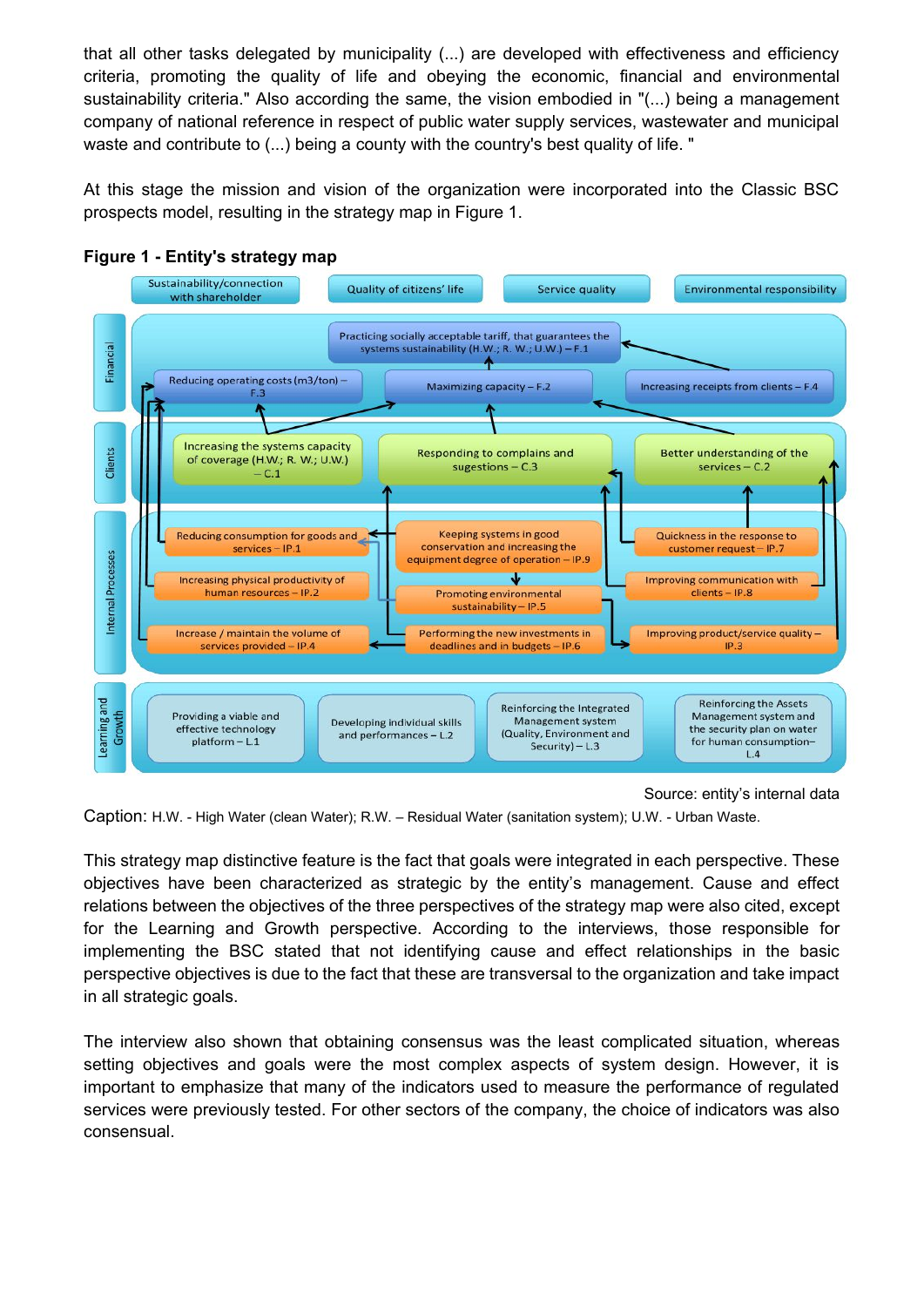that all other tasks delegated by municipality (...) are developed with effectiveness and efficiency criteria, promoting the quality of life and obeying the economic, financial and environmental sustainability criteria." Also according the same, the vision embodied in "(...) being a management company of national reference in respect of public water supply services, wastewater and municipal waste and contribute to (...) being a county with the country's best quality of life. "

At this stage the mission and vision of the organization were incorporated into the Classic BSC prospects model, resulting in the strategy map in Figure 1.

**Figure 1 - Entity's strategy map**

Sustainability/connection with shareholder | Quality of citizens' life | Service quality | Environmental responsibility

**Financial**
- Practicing socially acceptable tariff, that guarantees the systems sustainability (H.W.; R. W.; U.W.) – F.1
- Reducing operating costs (m3/ton) – F.3
- Maximizing capacity – F.2
- Increasing receipts from clients – F.4

**Clients**
- Increasing the systems capacity of coverage (H.W.; R. W.; U.W.) – C.1
- Responding to complains and sugestions – C.3
- Better understanding of the services – C.2

**Internal Processes**
- Reducing consumption for goods and services – IP.1
- Keeping systems in good conservation and increasing the equipment degree of operation – IP.9
- Quickness in the response to customer request – IP.7
- Increasing physical productivity of human resources – IP.2
- Promoting environmental sustainability – IP.5
- Improving communication with clients – IP.8
- Increase / maintain the volume of services provided – IP.4
- Performing the new investments in deadlines and in budgets – IP.6
- Improving product/service quality – IP.3

**Learning and Growth**
- Providing a viable and effective technology platform – L.1
- Developing individual skills and performances – L.2
- Reinforcing the Integrated Management system (Quality, Environment and Security) – L.3
- Reinforcing the Assets Management system and the security plan on water for human consumption– L.4

Source: entity's internal data

Caption: H.W. - High Water (clean Water); R.W. – Residual Water (sanitation system); U.W. - Urban Waste.

This strategy map distinctive feature is the fact that goals were integrated in each perspective. These objectives have been characterized as strategic by the entity's management. Cause and effect relations between the objectives of the three perspectives of the strategy map were also cited, except for the Learning and Growth perspective. According to the interviews, those responsible for implementing the BSC stated that not identifying cause and effect relationships in the basic perspective objectives is due to the fact that these are transversal to the organization and take impact in all strategic goals.

The interview also shown that obtaining consensus was the least complicated situation, whereas setting objectives and goals were the most complex aspects of system design. However, it is important to emphasize that many of the indicators used to measure the performance of regulated services were previously tested. For other sectors of the company, the choice of indicators was also consensual.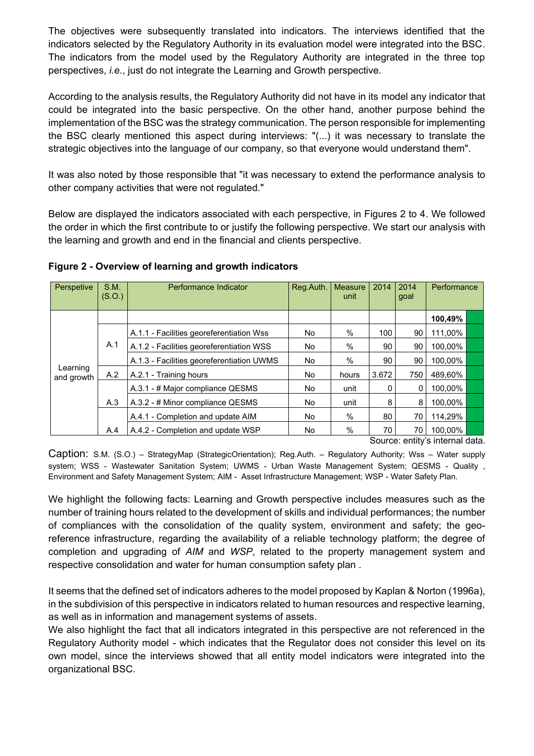The objectives were subsequently translated into indicators. The interviews identified that the indicators selected by the Regulatory Authority in its evaluation model were integrated into the BSC. The indicators from the model used by the Regulatory Authority are integrated in the three top perspectives, *i.e.*, just do not integrate the Learning and Growth perspective.

According to the analysis results, the Regulatory Authority did not have in its model any indicator that could be integrated into the basic perspective. On the other hand, another purpose behind the implementation of the BSC was the strategy communication. The person responsible for implementing the BSC clearly mentioned this aspect during interviews: "(...) it was necessary to translate the strategic objectives into the language of our company, so that everyone would understand them".

It was also noted by those responsible that "it was necessary to extend the performance analysis to other company activities that were not regulated."

Below are displayed the indicators associated with each perspective, in Figures 2 to 4. We followed the order in which the first contribute to or justify the following perspective. We start our analysis with the learning and growth and end in the financial and clients perspective.

**Figure 2 - Overview of learning and growth indicators**

| Perspetive | S.M. (S.O.) | Performance Indicator | Reg.Auth. | Measure unit | 2014 | 2014 goal | Performance |
|---|---|---|---|---|---|---|---|
| Learning and growth | | | | | | | **100,49%** |
| | A.1 | A.1.1 - Facilities georeferentiation Wss | No | % | 100 | 90 | 111,00% |
| | | A.1.2 - Facilities georeferentiation WSS | No | % | 90 | 90 | 100,00% |
| | | A.1.3 - Facilities georeferentiation UWMS | No | % | 90 | 90 | 100,00% |
| | A.2 | A.2.1 - Training hours | No | hours | 3.672 | 750 | 489,60% |
| | A.3 | A.3.1 - # Major compliance QESMS | No | unit | 0 | 0 | 100,00% |
| | | A.3.2 - # Minor compliance QESMS | No | unit | 8 | 8 | 100,00% |
| | A.4 | A.4.1 - Completion and update AIM | No | % | 80 | 70 | 114,29% |
| | | A.4.2 - Completion and update WSP | No | % | 70 | 70 | 100,00% |

Source: entity's internal data.

Caption: S.M. (S.O.) – StrategyMap (StrategicOrientation); Reg.Auth. – Regulatory Authority; Wss – Water supply system; WSS - Wastewater Sanitation System; UWMS - Urban Waste Management System; QESMS - Quality , Environment and Safety Management System; AIM - Asset Infrastructure Management; WSP - Water Safety Plan.

We highlight the following facts: Learning and Growth perspective includes measures such as the number of training hours related to the development of skills and individual performances; the number of compliances with the consolidation of the quality system, environment and safety; the geo-reference infrastructure, regarding the availability of a reliable technology platform; the degree of completion and upgrading of *AIM* and *WSP*, related to the property management system and respective consolidation and water for human consumption safety plan .

It seems that the defined set of indicators adheres to the model proposed by Kaplan & Norton (1996a), in the subdivision of this perspective in indicators related to human resources and respective learning, as well as in information and management systems of assets.

We also highlight the fact that all indicators integrated in this perspective are not referenced in the Regulatory Authority model - which indicates that the Regulator does not consider this level on its own model, since the interviews showed that all entity model indicators were integrated into the organizational BSC.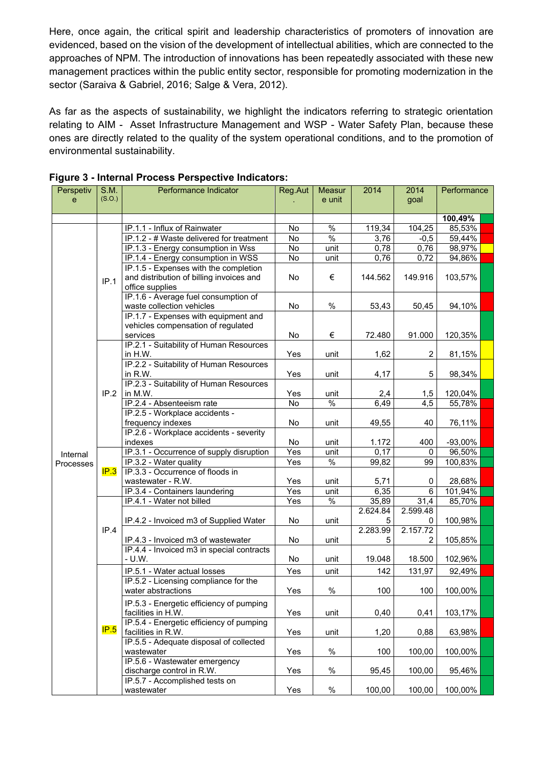Here, once again, the critical spirit and leadership characteristics of promoters of innovation are evidenced, based on the vision of the development of intellectual abilities, which are connected to the approaches of NPM. The introduction of innovations has been repeatedly associated with these new management practices within the public entity sector, responsible for promoting modernization in the sector (Saraiva & Gabriel, 2016; Salge & Vera, 2012).

As far as the aspects of sustainability, we highlight the indicators referring to strategic orientation relating to AIM - Asset Infrastructure Management and WSP - Water Safety Plan, because these ones are directly related to the quality of the system operational conditions, and to the promotion of environmental sustainability.

**Figure 3 - Internal Process Perspective Indicators:**

| Perspective | S.M. (S.O.) | Performance Indicator | Reg.Aut. | Measure unit | 2014 | 2014 goal | Performance |
|---|---|---|---|---|---|---|---|
| | | | | | | | **100,49%** |
| Internal Processes | IP.1 | IP.1.1 - Influx of Rainwater | No | % | 119,34 | 104,25 | 85,53% |
| | | IP.1.2 - # Waste delivered for treatment | No | % | 3,76 | -0,5 | 59,44% |
| | | IP.1.3 - Energy consumption in Wss | No | unit | 0,78 | 0,76 | 98,97% |
| | | IP.1.4 - Energy consumption in WSS | No | unit | 0,76 | 0,72 | 94,86% |
| | | IP.1.5 - Expenses with the completion and distribution of billing invoices and office supplies | No | € | 144.562 | 149.916 | 103,57% |
| | | IP.1.6 - Average fuel consumption of waste collection vehicles | No | % | 53,43 | 50,45 | 94,10% |
| | | IP.1.7 - Expenses with equipment and vehicles compensation of regulated services | No | € | 72.480 | 91.000 | 120,35% |
| | IP.2 | IP.2.1 - Suitability of Human Resources in H.W. | Yes | unit | 1,62 | 2 | 81,15% |
| | | IP.2.2 - Suitability of Human Resources in R.W. | Yes | unit | 4,17 | 5 | 98,34% |
| | | IP.2.3 - Suitability of Human Resources in M.W. | Yes | unit | 2,4 | 1,5 | 120,04% |
| | | IP.2.4 - Absenteeism rate | No | % | 6,49 | 4,5 | 55,78% |
| | | IP.2.5 - Workplace accidents - frequency indexes | No | unit | 49,55 | 40 | 76,11% |
| | | IP.2.6 - Workplace accidents - severity indexes | No | unit | 1.172 | 400 | -93,00% |
| | IP.3 | IP.3.1 - Occurrence of supply disruption | Yes | unit | 0,17 | 0 | 96,50% |
| | | IP.3.2 - Water quality | Yes | % | 99,82 | 99 | 100,83% |
| | | IP.3.3 - Occurrence of floods in wastewater - R.W. | Yes | unit | 5,71 | 0 | 28,68% |
| | | IP.3.4 - Containers laundering | Yes | unit | 6,35 | 6 | 101,94% |
| | IP.4 | IP.4.1 - Water not billed | Yes | % | 35,89 | 31,4 | 85,70% |
| | | IP.4.2 - Invoiced m3 of Supplied Water | No | unit | 2.624.845 | 2.599.480 | 100,98% |
| | | IP.4.3 - Invoiced m3 of wastewater | No | unit | 2.283.995 | 2.157.722 | 105,85% |
| | | IP.4.4 - Invoiced m3 in special contracts - U.W. | No | unit | 19.048 | 18.500 | 102,96% |
| | IP.5 | IP.5.1 - Water actual losses | Yes | unit | 142 | 131,97 | 92,49% |
| | | IP.5.2 - Licensing compliance for the water abstractions | Yes | % | 100 | 100 | 100,00% |
| | | IP.5.3 - Energetic efficiency of pumping facilities in H.W. | Yes | unit | 0,40 | 0,41 | 103,17% |
| | | IP.5.4 - Energetic efficiency of pumping facilities in R.W. | Yes | unit | 1,20 | 0,88 | 63,98% |
| | | IP.5.5 - Adequate disposal of collected wastewater | Yes | % | 100 | 100,00 | 100,00% |
| | | IP.5.6 - Wastewater emergency discharge control in R.W. | Yes | % | 95,45 | 100,00 | 95,46% |
| | | IP.5.7 - Accomplished tests on wastewater | Yes | % | 100,00 | 100,00 | 100,00% |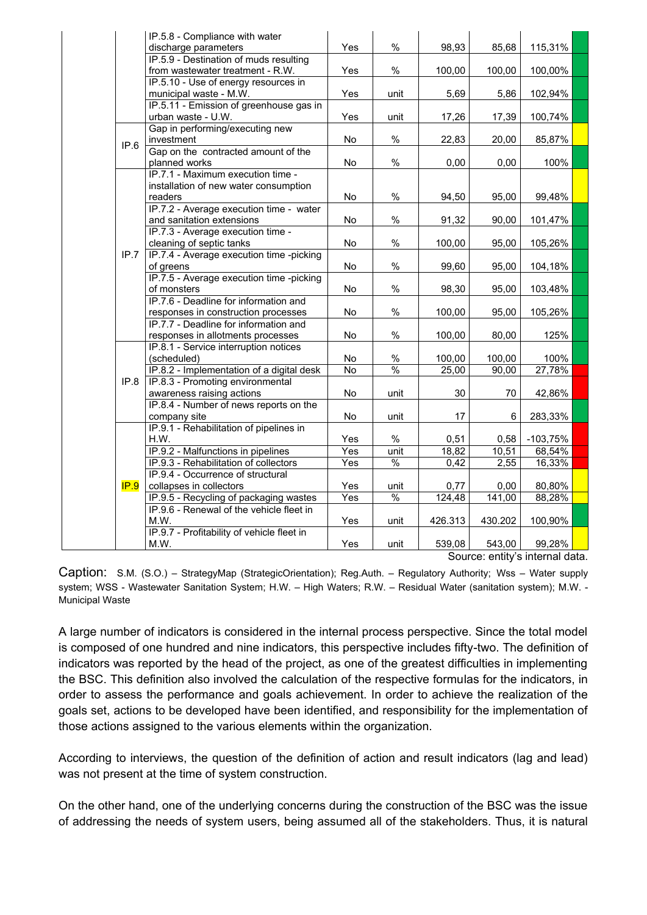| | | | | | | | |
|---|---|---|---|---|---|---|---|
| | | IP.5.8 - Compliance with water discharge parameters | Yes | % | 98,93 | 85,68 | 115,31% |
| | | IP.5.9 - Destination of muds resulting from wastewater treatment - R.W. | Yes | % | 100,00 | 100,00 | 100,00% |
| | | IP.5.10 - Use of energy resources in municipal waste - M.W. | Yes | unit | 5,69 | 5,86 | 102,94% |
| | | IP.5.11 - Emission of greenhouse gas in urban waste - U.W. | Yes | unit | 17,26 | 17,39 | 100,74% |
| | IP.6 | Gap in performing/executing new investment | No | % | 22,83 | 20,00 | 85,87% |
| | | Gap on the contracted amount of the planned works | No | % | 0,00 | 0,00 | 100% |
| | IP.7 | IP.7.1 - Maximum execution time - installation of new water consumption readers | No | % | 94,50 | 95,00 | 99,48% |
| | | IP.7.2 - Average execution time - water and sanitation extensions | No | % | 91,32 | 90,00 | 101,47% |
| | | IP.7.3 - Average execution time - cleaning of septic tanks | No | % | 100,00 | 95,00 | 105,26% |
| | | IP.7.4 - Average execution time -picking of greens | No | % | 99,60 | 95,00 | 104,18% |
| | | IP.7.5 - Average execution time -picking of monsters | No | % | 98,30 | 95,00 | 103,48% |
| | | IP.7.6 - Deadline for information and responses in construction processes | No | % | 100,00 | 95,00 | 105,26% |
| | | IP.7.7 - Deadline for information and responses in allotments processes | No | % | 100,00 | 80,00 | 125% |
| | IP.8 | IP.8.1 - Service interruption notices (scheduled) | No | % | 100,00 | 100,00 | 100% |
| | | IP.8.2 - Implementation of a digital desk | No | % | 25,00 | 90,00 | 27,78% |
| | | IP.8.3 - Promoting environmental awareness raising actions | No | unit | 30 | 70 | 42,86% |
| | | IP.8.4 - Number of news reports on the company site | No | unit | 17 | 6 | 283,33% |
| | IP.9 | IP.9.1 - Rehabilitation of pipelines in H.W. | Yes | % | 0,51 | 0,58 | -103,75% |
| | | IP.9.2 - Malfunctions in pipelines | Yes | unit | 18,82 | 10,51 | 68,54% |
| | | IP.9.3 - Rehabilitation of collectors | Yes | % | 0,42 | 2,55 | 16,33% |
| | | IP.9.4 - Occurrence of structural collapses in collectors | Yes | unit | 0,77 | 0,00 | 80,80% |
| | | IP.9.5 - Recycling of packaging wastes | Yes | % | 124,48 | 141,00 | 88,28% |
| | | IP.9.6 - Renewal of the vehicle fleet in M.W. | Yes | unit | 426.313 | 430.202 | 100,90% |
| | | IP.9.7 - Profitability of vehicle fleet in M.W. | Yes | unit | 539,08 | 543,00 | 99,28% |

Source: entity's internal data.

Caption: S.M. (S.O.) – StrategyMap (StrategicOrientation); Reg.Auth. – Regulatory Authority; Wss – Water supply system; WSS - Wastewater Sanitation System; H.W. – High Waters; R.W. – Residual Water (sanitation system); M.W. - Municipal Waste

A large number of indicators is considered in the internal process perspective. Since the total model is composed of one hundred and nine indicators, this perspective includes fifty-two. The definition of indicators was reported by the head of the project, as one of the greatest difficulties in implementing the BSC. This definition also involved the calculation of the respective formulas for the indicators, in order to assess the performance and goals achievement. In order to achieve the realization of the goals set, actions to be developed have been identified, and responsibility for the implementation of those actions assigned to the various elements within the organization.

According to interviews, the question of the definition of action and result indicators (lag and lead) was not present at the time of system construction.

On the other hand, one of the underlying concerns during the construction of the BSC was the issue of addressing the needs of system users, being assumed all of the stakeholders. Thus, it is natural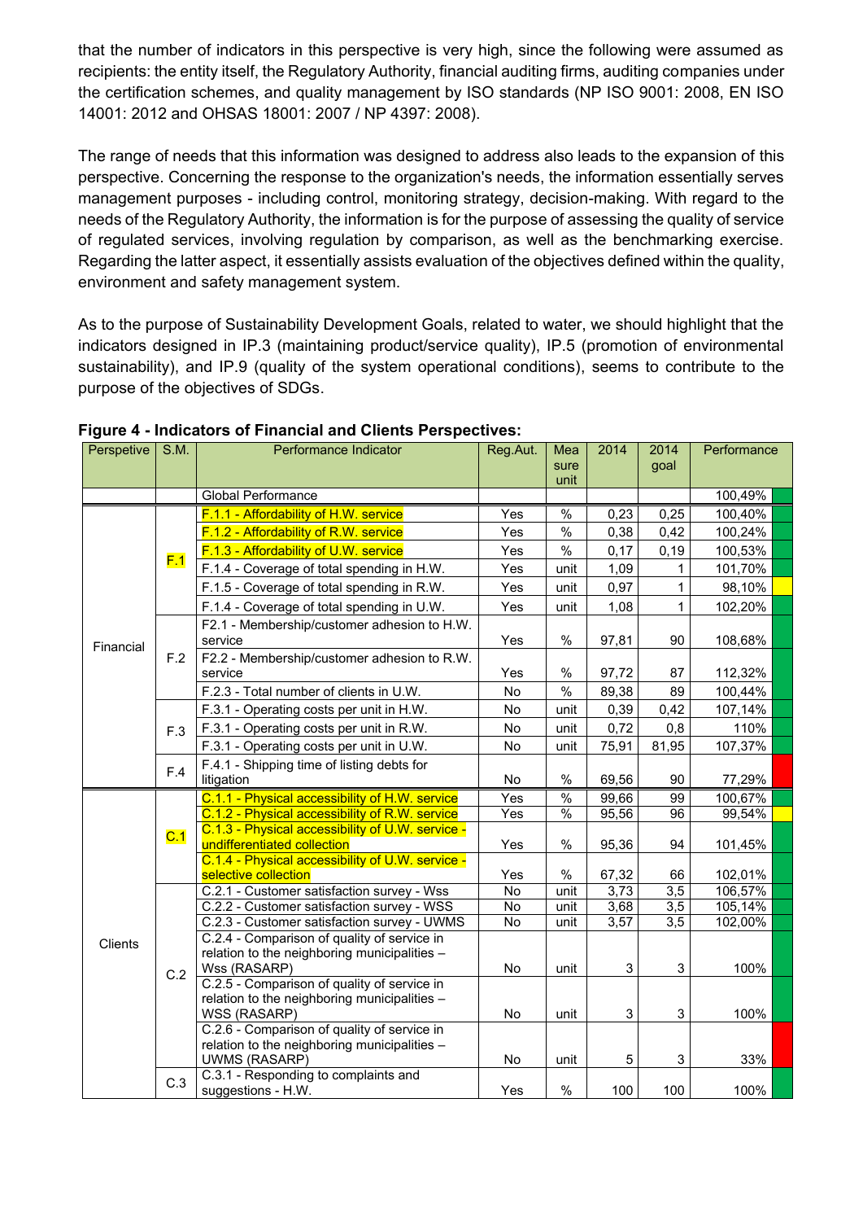that the number of indicators in this perspective is very high, since the following were assumed as recipients: the entity itself, the Regulatory Authority, financial auditing firms, auditing companies under the certification schemes, and quality management by ISO standards (NP ISO 9001: 2008, EN ISO 14001: 2012 and OHSAS 18001: 2007 / NP 4397: 2008).

The range of needs that this information was designed to address also leads to the expansion of this perspective. Concerning the response to the organization's needs, the information essentially serves management purposes - including control, monitoring strategy, decision-making. With regard to the needs of the Regulatory Authority, the information is for the purpose of assessing the quality of service of regulated services, involving regulation by comparison, as well as the benchmarking exercise. Regarding the latter aspect, it essentially assists evaluation of the objectives defined within the quality, environment and safety management system.

As to the purpose of Sustainability Development Goals, related to water, we should highlight that the indicators designed in IP.3 (maintaining product/service quality), IP.5 (promotion of environmental sustainability), and IP.9 (quality of the system operational conditions), seems to contribute to the purpose of the objectives of SDGs.

**Figure 4 - Indicators of Financial and Clients Perspectives:**

| Perspetive | S.M. | Performance Indicator | Reg.Aut. | Measure unit | 2014 | 2014 goal | Performance |
|---|---|---|---|---|---|---|---|
| | | Global Performance | | | | | 100,49% |
| Financial | F.1 | F.1.1 - Affordability of H.W. service | Yes | % | 0,23 | 0,25 | 100,40% |
| | | F.1.2 - Affordability of R.W. service | Yes | % | 0,38 | 0,42 | 100,24% |
| | | F.1.3 - Affordability of U.W. service | Yes | % | 0,17 | 0,19 | 100,53% |
| | | F.1.4 - Coverage of total spending in H.W. | Yes | unit | 1,09 | 1 | 101,70% |
| | | F.1.5 - Coverage of total spending in R.W. | Yes | unit | 0,97 | 1 | 98,10% |
| | | F.1.4 - Coverage of total spending in U.W. | Yes | unit | 1,08 | 1 | 102,20% |
| | F.2 | F2.1 - Membership/customer adhesion to H.W. service | Yes | % | 97,81 | 90 | 108,68% |
| | | F2.2 - Membership/customer adhesion to R.W. service | Yes | % | 97,72 | 87 | 112,32% |
| | | F.2.3 - Total number of clients in U.W. | No | % | 89,38 | 89 | 100,44% |
| | F.3 | F.3.1 - Operating costs per unit in H.W. | No | unit | 0,39 | 0,42 | 107,14% |
| | | F.3.1 - Operating costs per unit in R.W. | No | unit | 0,72 | 0,8 | 110% |
| | | F.3.1 - Operating costs per unit in U.W. | No | unit | 75,91 | 81,95 | 107,37% |
| | F.4 | F.4.1 - Shipping time of listing debts for litigation | No | % | 69,56 | 90 | 77,29% |
| Clients | C.1 | C.1.1 - Physical accessibility of H.W. service | Yes | % | 99,66 | 99 | 100,67% |
| | | C.1.2 - Physical accessibility of R.W. service | Yes | % | 95,56 | 96 | 99,54% |
| | | C.1.3 - Physical accessibility of U.W. service - undifferentiated collection | Yes | % | 95,36 | 94 | 101,45% |
| | | C.1.4 - Physical accessibility of U.W. service - selective collection | Yes | % | 67,32 | 66 | 102,01% |
| | C.2 | C.2.1 - Customer satisfaction survey - Wss | No | unit | 3,73 | 3,5 | 106,57% |
| | | C.2.2 - Customer satisfaction survey - WSS | No | unit | 3,68 | 3,5 | 105,14% |
| | | C.2.3 - Customer satisfaction survey - UWMS | No | unit | 3,57 | 3,5 | 102,00% |
| | | C.2.4 - Comparison of quality of service in relation to the neighboring municipalities – Wss (RASARP) | No | unit | 3 | 3 | 100% |
| | | C.2.5 - Comparison of quality of service in relation to the neighboring municipalities – WSS (RASARP) | No | unit | 3 | 3 | 100% |
| | | C.2.6 - Comparison of quality of service in relation to the neighboring municipalities – UWMS (RASARP) | No | unit | 5 | 3 | 33% |
| | C.3 | C.3.1 - Responding to complaints and suggestions - H.W. | Yes | % | 100 | 100 | 100% |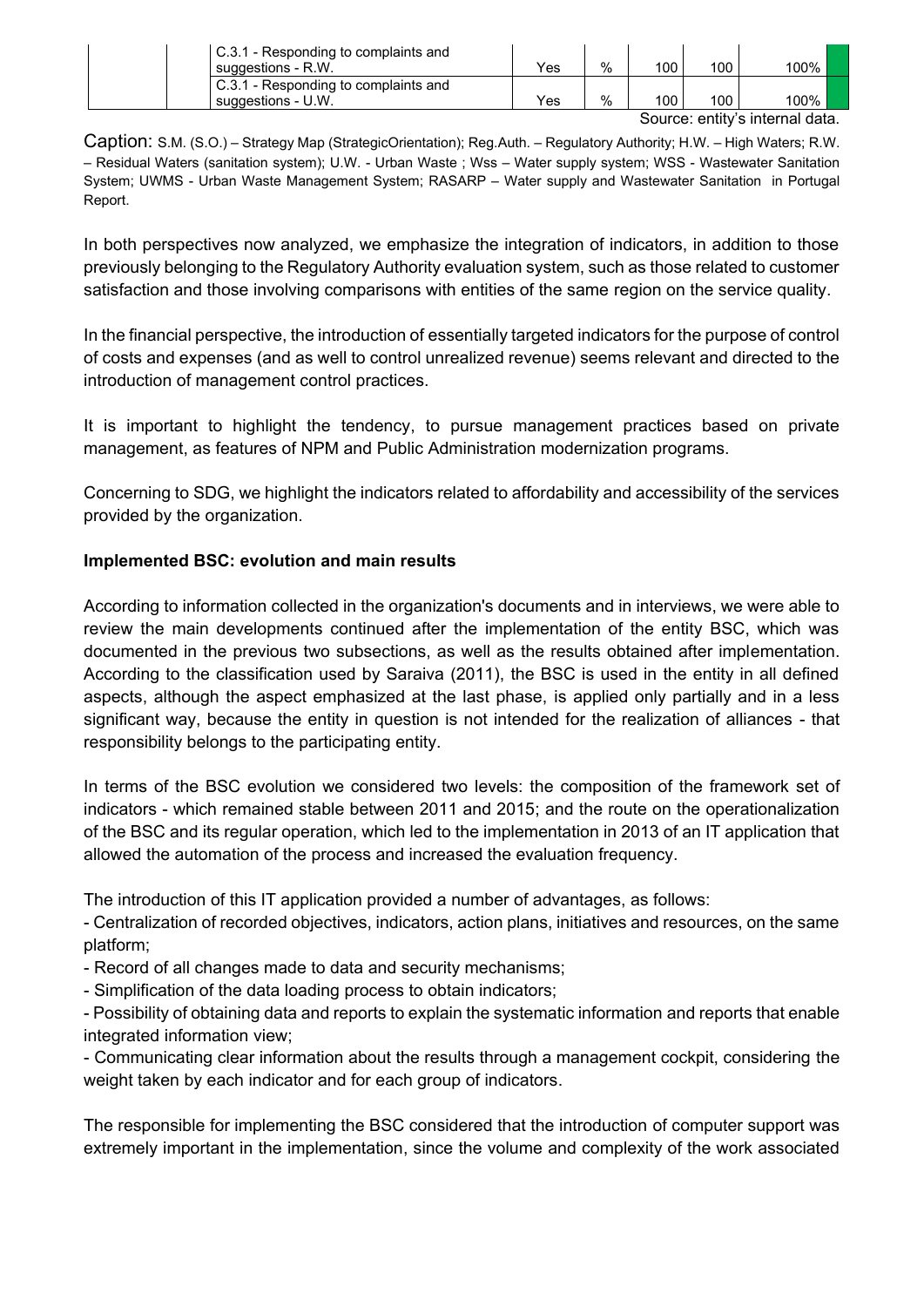| | | C.3.1 - Responding to complaints and suggestions - R.W. | Yes | % | 100 | 100 | 100% | |
|---|---|---|---|---|---|---|---|---|
| | | C.3.1 - Responding to complaints and suggestions - U.W. | Yes | % | 100 | 100 | 100% | |

Source: entity's internal data.

Caption: S.M. (S.O.) – Strategy Map (StrategicOrientation); Reg.Auth. – Regulatory Authority; H.W. – High Waters; R.W. – Residual Waters (sanitation system); U.W. - Urban Waste ; Wss – Water supply system; WSS - Wastewater Sanitation System; UWMS - Urban Waste Management System; RASARP – Water supply and Wastewater Sanitation in Portugal Report.

In both perspectives now analyzed, we emphasize the integration of indicators, in addition to those previously belonging to the Regulatory Authority evaluation system, such as those related to customer satisfaction and those involving comparisons with entities of the same region on the service quality.

In the financial perspective, the introduction of essentially targeted indicators for the purpose of control of costs and expenses (and as well to control unrealized revenue) seems relevant and directed to the introduction of management control practices.

It is important to highlight the tendency, to pursue management practices based on private management, as features of NPM and Public Administration modernization programs.

Concerning to SDG, we highlight the indicators related to affordability and accessibility of the services provided by the organization.

**Implemented BSC: evolution and main results**

According to information collected in the organization's documents and in interviews, we were able to review the main developments continued after the implementation of the entity BSC, which was documented in the previous two subsections, as well as the results obtained after implementation. According to the classification used by Saraiva (2011), the BSC is used in the entity in all defined aspects, although the aspect emphasized at the last phase, is applied only partially and in a less significant way, because the entity in question is not intended for the realization of alliances - that responsibility belongs to the participating entity.

In terms of the BSC evolution we considered two levels: the composition of the framework set of indicators - which remained stable between 2011 and 2015; and the route on the operationalization of the BSC and its regular operation, which led to the implementation in 2013 of an IT application that allowed the automation of the process and increased the evaluation frequency.

The introduction of this IT application provided a number of advantages, as follows:

- Centralization of recorded objectives, indicators, action plans, initiatives and resources, on the same platform;
- Record of all changes made to data and security mechanisms;
- Simplification of the data loading process to obtain indicators;
- Possibility of obtaining data and reports to explain the systematic information and reports that enable integrated information view;
- Communicating clear information about the results through a management cockpit, considering the weight taken by each indicator and for each group of indicators.

The responsible for implementing the BSC considered that the introduction of computer support was extremely important in the implementation, since the volume and complexity of the work associated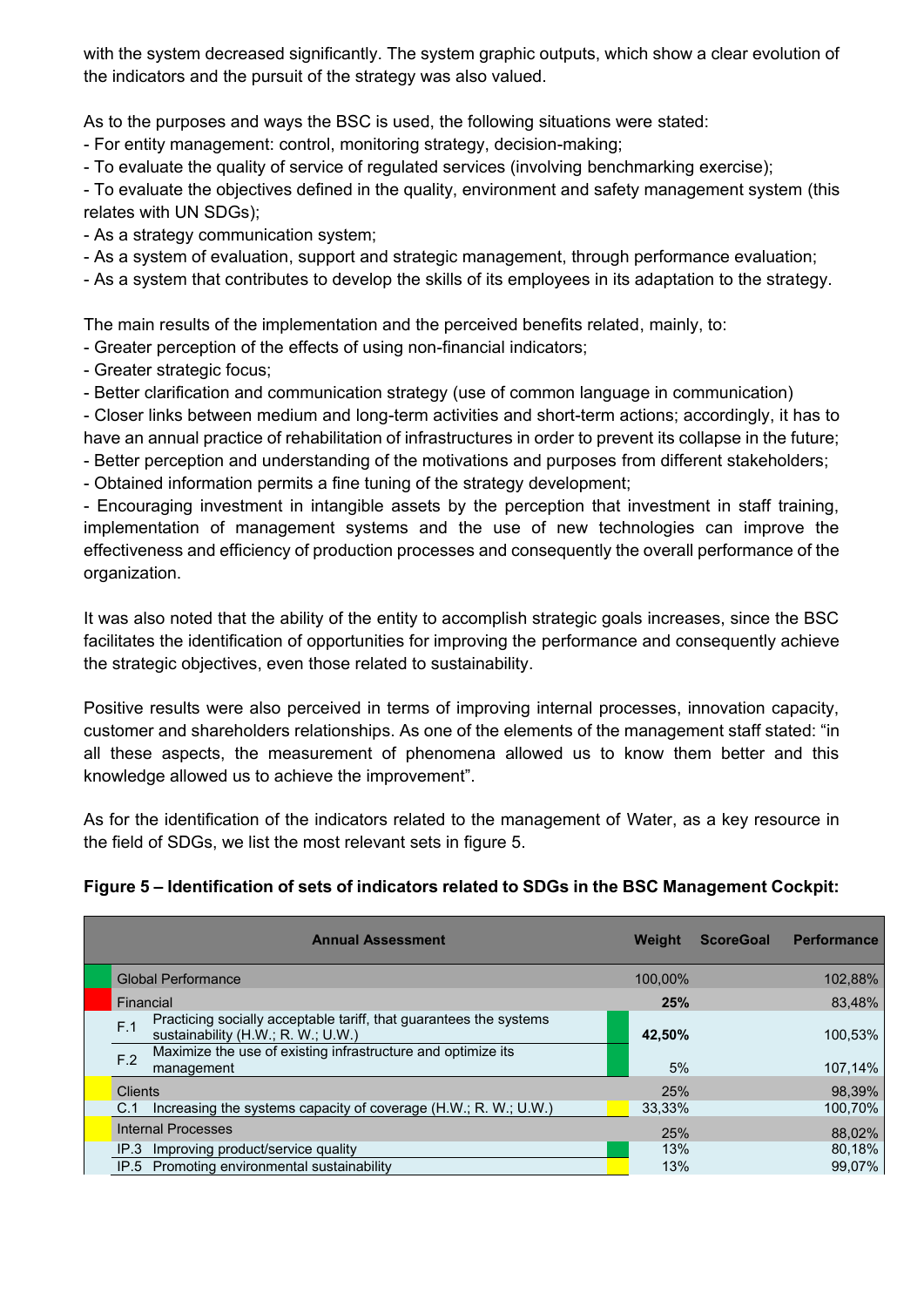with the system decreased significantly. The system graphic outputs, which show a clear evolution of the indicators and the pursuit of the strategy was also valued.

As to the purposes and ways the BSC is used, the following situations were stated:

- For entity management: control, monitoring strategy, decision-making;
- To evaluate the quality of service of regulated services (involving benchmarking exercise);
- To evaluate the objectives defined in the quality, environment and safety management system (this relates with UN SDGs);
- As a strategy communication system;
- As a system of evaluation, support and strategic management, through performance evaluation;
- As a system that contributes to develop the skills of its employees in its adaptation to the strategy.

The main results of the implementation and the perceived benefits related, mainly, to:

- Greater perception of the effects of using non-financial indicators;
- Greater strategic focus;
- Better clarification and communication strategy (use of common language in communication)
- Closer links between medium and long-term activities and short-term actions; accordingly, it has to have an annual practice of rehabilitation of infrastructures in order to prevent its collapse in the future;
- Better perception and understanding of the motivations and purposes from different stakeholders;
- Obtained information permits a fine tuning of the strategy development;
- Encouraging investment in intangible assets by the perception that investment in staff training, implementation of management systems and the use of new technologies can improve the effectiveness and efficiency of production processes and consequently the overall performance of the organization.

It was also noted that the ability of the entity to accomplish strategic goals increases, since the BSC facilitates the identification of opportunities for improving the performance and consequently achieve the strategic objectives, even those related to sustainability.

Positive results were also perceived in terms of improving internal processes, innovation capacity, customer and shareholders relationships. As one of the elements of the management staff stated: "in all these aspects, the measurement of phenomena allowed us to know them better and this knowledge allowed us to achieve the improvement".

As for the identification of the indicators related to the management of Water, as a key resource in the field of SDGs, we list the most relevant sets in figure 5.

**Figure 5 – Identification of sets of indicators related to SDGs in the BSC Management Cockpit:**

| Annual Assessment | Weight | ScoreGoal | Performance |
|---|---|---|---|
| Global Performance | 100,00% | | 102,88% |
| Financial | 25% | | 83,48% |
| F.1 Practicing socially acceptable tariff, that guarantees the systems sustainability (H.W.; R. W.; U.W.) | 42,50% | | 100,53% |
| F.2 Maximize the use of existing infrastructure and optimize its management | 5% | | 107,14% |
| Clients | 25% | | 98,39% |
| C.1 Increasing the systems capacity of coverage (H.W.; R. W.; U.W.) | 33,33% | | 100,70% |
| Internal Processes | 25% | | 88,02% |
| IP.3 Improving product/service quality | 13% | | 80,18% |
| IP.5 Promoting environmental sustainability | 13% | | 99,07% |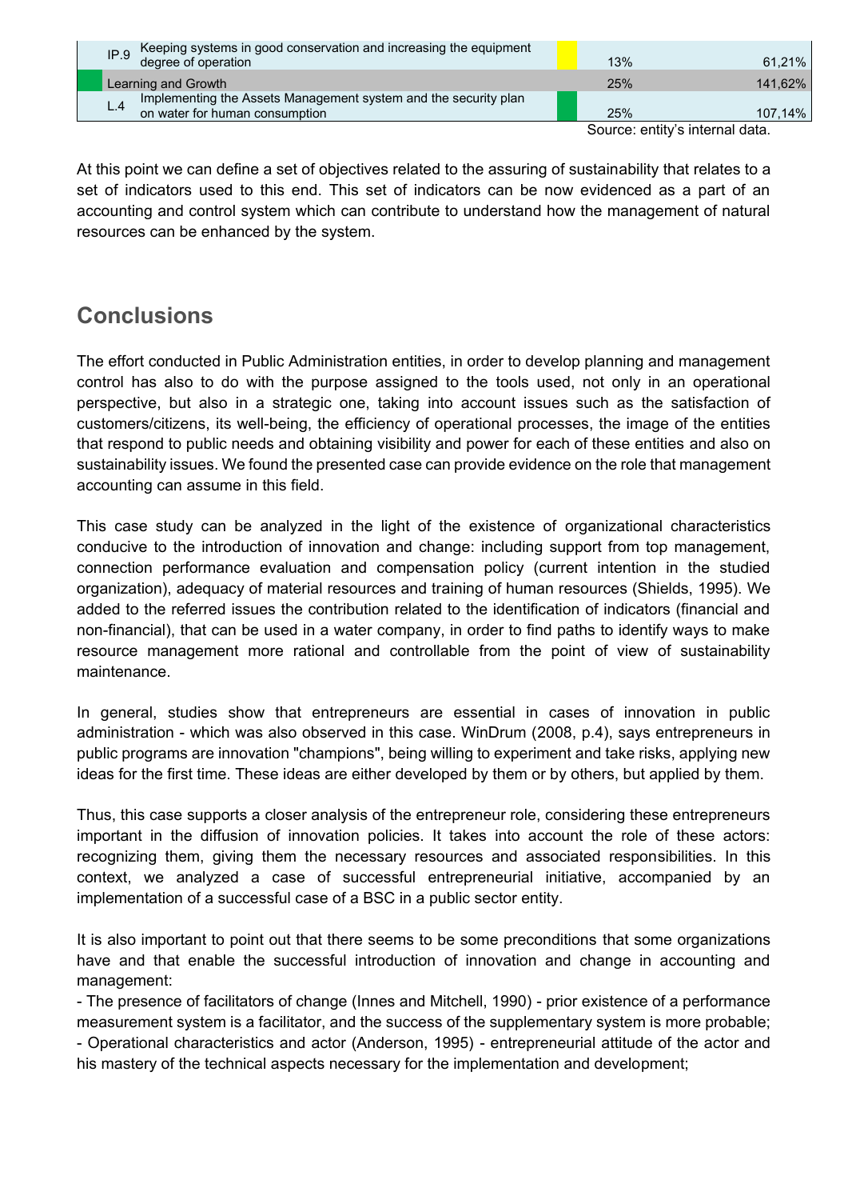| | | | | |
|---|---|---|---|---|
| IP.9 | Keeping systems in good conservation and increasing the equipment degree of operation | | 13% | 61,21% |
| Learning and Growth | | | 25% | 141,62% |
| L.4 | Implementing the Assets Management system and the security plan on water for human consumption | | 25% | 107,14% |

Source: entity's internal data.

At this point we can define a set of objectives related to the assuring of sustainability that relates to a set of indicators used to this end. This set of indicators can be now evidenced as a part of an accounting and control system which can contribute to understand how the management of natural resources can be enhanced by the system.

## Conclusions

The effort conducted in Public Administration entities, in order to develop planning and management control has also to do with the purpose assigned to the tools used, not only in an operational perspective, but also in a strategic one, taking into account issues such as the satisfaction of customers/citizens, its well-being, the efficiency of operational processes, the image of the entities that respond to public needs and obtaining visibility and power for each of these entities and also on sustainability issues. We found the presented case can provide evidence on the role that management accounting can assume in this field.

This case study can be analyzed in the light of the existence of organizational characteristics conducive to the introduction of innovation and change: including support from top management, connection performance evaluation and compensation policy (current intention in the studied organization), adequacy of material resources and training of human resources (Shields, 1995). We added to the referred issues the contribution related to the identification of indicators (financial and non-financial), that can be used in a water company, in order to find paths to identify ways to make resource management more rational and controllable from the point of view of sustainability maintenance.

In general, studies show that entrepreneurs are essential in cases of innovation in public administration - which was also observed in this case. WinDrum (2008, p.4), says entrepreneurs in public programs are innovation "champions", being willing to experiment and take risks, applying new ideas for the first time. These ideas are either developed by them or by others, but applied by them.

Thus, this case supports a closer analysis of the entrepreneur role, considering these entrepreneurs important in the diffusion of innovation policies. It takes into account the role of these actors: recognizing them, giving them the necessary resources and associated responsibilities. In this context, we analyzed a case of successful entrepreneurial initiative, accompanied by an implementation of a successful case of a BSC in a public sector entity.

It is also important to point out that there seems to be some preconditions that some organizations have and that enable the successful introduction of innovation and change in accounting and management:

- The presence of facilitators of change (Innes and Mitchell, 1990) - prior existence of a performance measurement system is a facilitator, and the success of the supplementary system is more probable;
- Operational characteristics and actor (Anderson, 1995) - entrepreneurial attitude of the actor and his mastery of the technical aspects necessary for the implementation and development;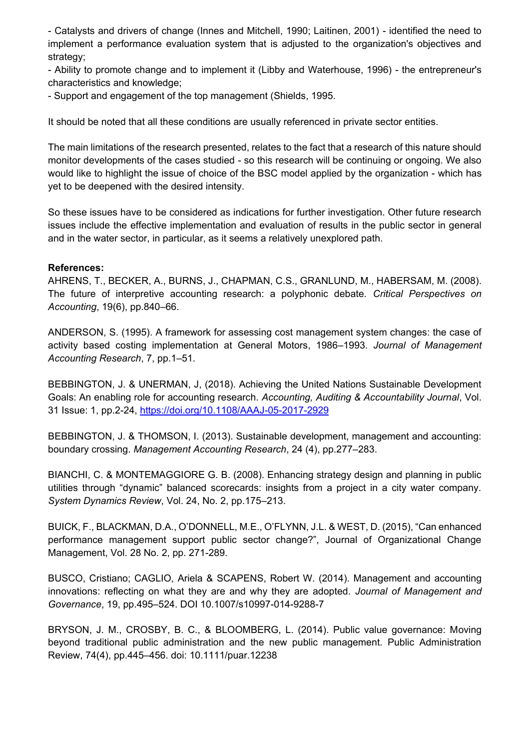- Catalysts and drivers of change (Innes and Mitchell, 1990; Laitinen, 2001) - identified the need to implement a performance evaluation system that is adjusted to the organization's objectives and strategy;
- Ability to promote change and to implement it (Libby and Waterhouse, 1996) - the entrepreneur's characteristics and knowledge;
- Support and engagement of the top management (Shields, 1995.

It should be noted that all these conditions are usually referenced in private sector entities.

The main limitations of the research presented, relates to the fact that a research of this nature should monitor developments of the cases studied - so this research will be continuing or ongoing. We also would like to highlight the issue of choice of the BSC model applied by the organization - which has yet to be deepened with the desired intensity.

So these issues have to be considered as indications for further investigation. Other future research issues include the effective implementation and evaluation of results in the public sector in general and in the water sector, in particular, as it seems a relatively unexplored path.

**References:**

AHRENS, T., BECKER, A., BURNS, J., CHAPMAN, C.S., GRANLUND, M., HABERSAM, M. (2008). The future of interpretive accounting research: a polyphonic debate. *Critical Perspectives on Accounting*, 19(6), pp.840–66.

ANDERSON, S. (1995). A framework for assessing cost management system changes: the case of activity based costing implementation at General Motors, 1986–1993. *Journal of Management Accounting Research*, 7, pp.1–51.

BEBBINGTON, J. & UNERMAN, J, (2018). Achieving the United Nations Sustainable Development Goals: An enabling role for accounting research. *Accounting, Auditing & Accountability Journal*, Vol. 31 Issue: 1, pp.2-24, https://doi.org/10.1108/AAAJ-05-2017-2929

BEBBINGTON, J. & THOMSON, I. (2013). Sustainable development, management and accounting: boundary crossing. *Management Accounting Research*, 24 (4), pp.277–283.

BIANCHI, C. & MONTEMAGGIORE G. B. (2008). Enhancing strategy design and planning in public utilities through "dynamic" balanced scorecards: insights from a project in a city water company. *System Dynamics Review*, Vol. 24, No. 2, pp.175–213.

BUICK, F., BLACKMAN, D.A., O'DONNELL, M.E., O'FLYNN, J.L. & WEST, D. (2015), "Can enhanced performance management support public sector change?", Journal of Organizational Change Management, Vol. 28 No. 2, pp. 271-289.

BUSCO, Cristiano; CAGLIO, Ariela & SCAPENS, Robert W. (2014). Management and accounting innovations: reflecting on what they are and why they are adopted. *Journal of Management and Governance*, 19, pp.495–524. DOI 10.1007/s10997-014-9288-7

BRYSON, J. M., CROSBY, B. C., & BLOOMBERG, L. (2014). Public value governance: Moving beyond traditional public administration and the new public management. Public Administration Review, 74(4), pp.445–456. doi: 10.1111/puar.12238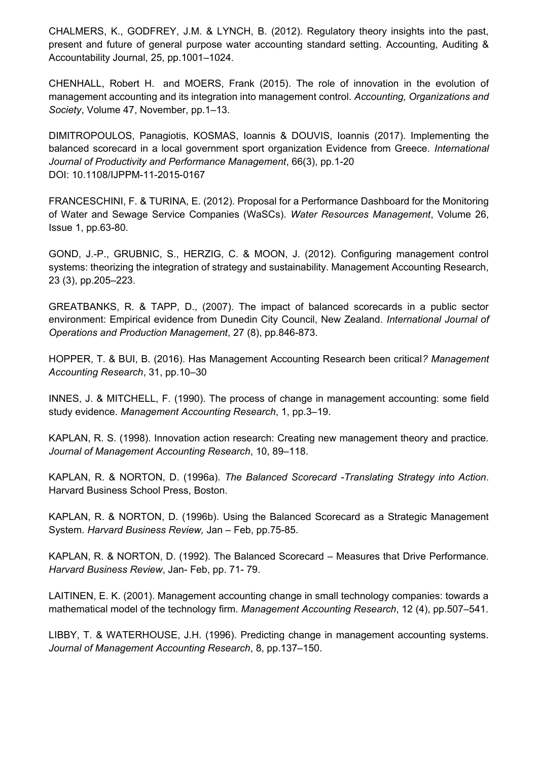CHALMERS, K., GODFREY, J.M. & LYNCH, B. (2012). Regulatory theory insights into the past, present and future of general purpose water accounting standard setting. Accounting, Auditing & Accountability Journal, 25, pp.1001–1024.

CHENHALL, Robert H. and MOERS, Frank (2015). The role of innovation in the evolution of management accounting and its integration into management control. *Accounting, Organizations and Society*, Volume 47, November, pp.1–13.

DIMITROPOULOS, Panagiotis, KOSMAS, Ioannis & DOUVIS, Ioannis (2017). Implementing the balanced scorecard in a local government sport organization Evidence from Greece. *International Journal of Productivity and Performance Management*, 66(3), pp.1-20
DOI: 10.1108/IJPPM-11-2015-0167

FRANCESCHINI, F. & TURINA, E. (2012). Proposal for a Performance Dashboard for the Monitoring of Water and Sewage Service Companies (WaSCs). *Water Resources Management*, Volume 26, Issue 1, pp.63-80.

GOND, J.-P., GRUBNIC, S., HERZIG, C. & MOON, J. (2012). Configuring management control systems: theorizing the integration of strategy and sustainability. Management Accounting Research, 23 (3), pp.205–223.

GREATBANKS, R. & TAPP, D., (2007). The impact of balanced scorecards in a public sector environment: Empirical evidence from Dunedin City Council, New Zealand. *International Journal of Operations and Production Management*, 27 (8), pp.846-873.

HOPPER, T. & BUI, B. (2016). Has Management Accounting Research been critical*? Management Accounting Research*, 31, pp.10–30

INNES, J. & MITCHELL, F. (1990). The process of change in management accounting: some field study evidence. *Management Accounting Research*, 1, pp.3–19.

KAPLAN, R. S. (1998). Innovation action research: Creating new management theory and practice. *Journal of Management Accounting Research*, 10, 89–118.

KAPLAN, R. & NORTON, D. (1996a). *The Balanced Scorecard -Translating Strategy into Action*. Harvard Business School Press, Boston.

KAPLAN, R. & NORTON, D. (1996b). Using the Balanced Scorecard as a Strategic Management System. *Harvard Business Review,* Jan – Feb, pp.75-85.

KAPLAN, R. & NORTON, D. (1992). The Balanced Scorecard – Measures that Drive Performance. *Harvard Business Review*, Jan- Feb, pp. 71- 79.

LAITINEN, E. K. (2001). Management accounting change in small technology companies: towards a mathematical model of the technology firm. *Management Accounting Research*, 12 (4), pp.507–541.

LIBBY, T. & WATERHOUSE, J.H. (1996). Predicting change in management accounting systems. *Journal of Management Accounting Research*, 8, pp.137–150.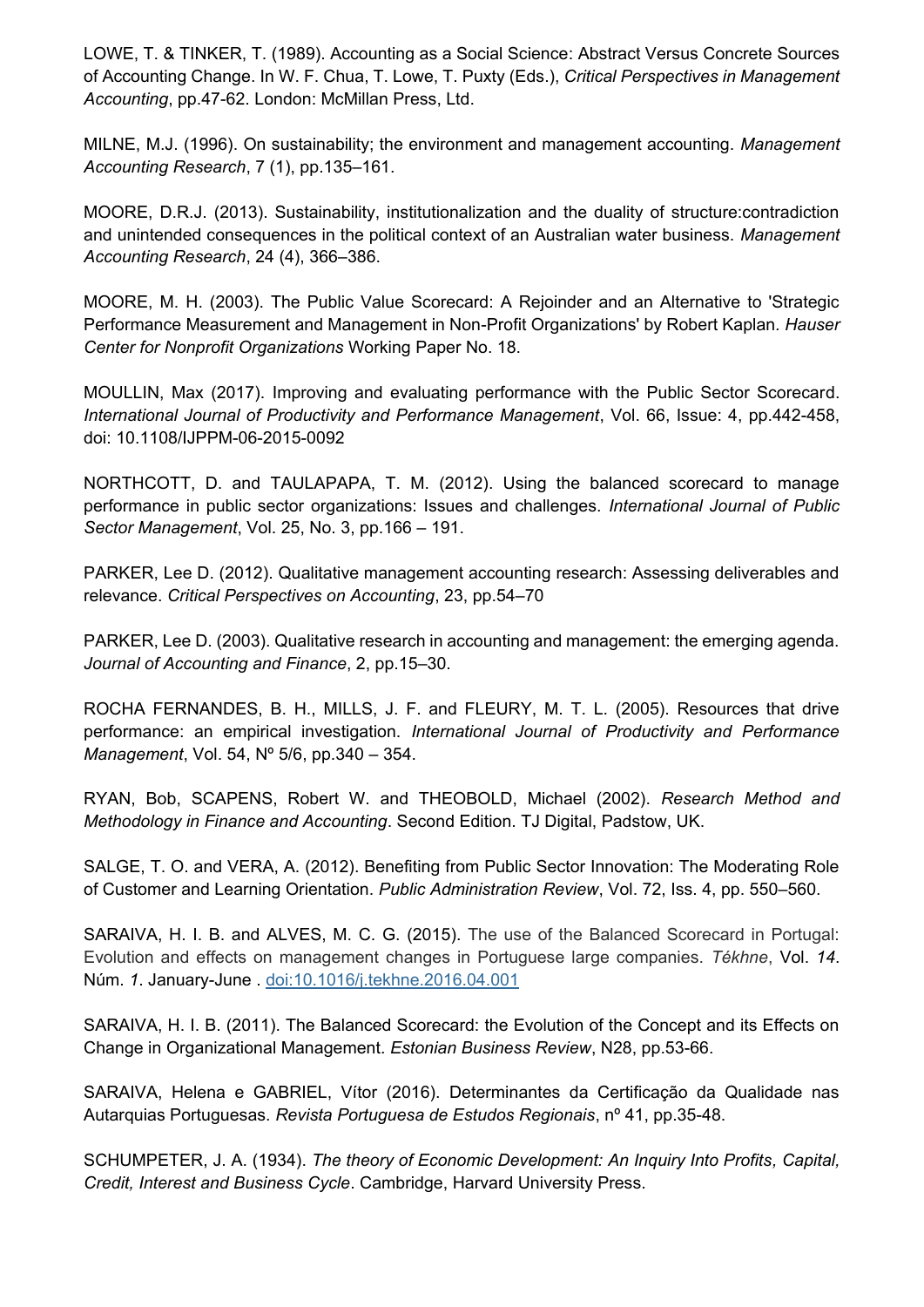LOWE, T. & TINKER, T. (1989). Accounting as a Social Science: Abstract Versus Concrete Sources of Accounting Change. In W. F. Chua, T. Lowe, T. Puxty (Eds.), *Critical Perspectives in Management Accounting*, pp.47-62. London: McMillan Press, Ltd.

MILNE, M.J. (1996). On sustainability; the environment and management accounting. *Management Accounting Research*, 7 (1), pp.135–161.

MOORE, D.R.J. (2013). Sustainability, institutionalization and the duality of structure:contradiction and unintended consequences in the political context of an Australian water business. *Management Accounting Research*, 24 (4), 366–386.

MOORE, M. H. (2003). The Public Value Scorecard: A Rejoinder and an Alternative to 'Strategic Performance Measurement and Management in Non-Profit Organizations' by Robert Kaplan. *Hauser Center for Nonprofit Organizations* Working Paper No. 18.

MOULLIN, Max (2017). Improving and evaluating performance with the Public Sector Scorecard. *International Journal of Productivity and Performance Management*, Vol. 66, Issue: 4, pp.442-458, doi: 10.1108/IJPPM-06-2015-0092

NORTHCOTT, D. and TAULAPAPA, T. M. (2012). Using the balanced scorecard to manage performance in public sector organizations: Issues and challenges. *International Journal of Public Sector Management*, Vol. 25, No. 3, pp.166 – 191.

PARKER, Lee D. (2012). Qualitative management accounting research: Assessing deliverables and relevance. *Critical Perspectives on Accounting*, 23, pp.54–70

PARKER, Lee D. (2003). Qualitative research in accounting and management: the emerging agenda. *Journal of Accounting and Finance*, 2, pp.15–30.

ROCHA FERNANDES, B. H., MILLS, J. F. and FLEURY, M. T. L. (2005). Resources that drive performance: an empirical investigation. *International Journal of Productivity and Performance Management*, Vol. 54, Nº 5/6, pp.340 – 354.

RYAN, Bob, SCAPENS, Robert W. and THEOBOLD, Michael (2002). *Research Method and Methodology in Finance and Accounting*. Second Edition. TJ Digital, Padstow, UK.

SALGE, T. O. and VERA, A. (2012). Benefiting from Public Sector Innovation: The Moderating Role of Customer and Learning Orientation. *Public Administration Review*, Vol. 72, Iss. 4, pp. 550–560.

SARAIVA, H. I. B. and ALVES, M. C. G. (2015). The use of the Balanced Scorecard in Portugal: Evolution and effects on management changes in Portuguese large companies. *Tékhne*, Vol. *14*. Núm. *1*. January-June . doi:10.1016/j.tekhne.2016.04.001

SARAIVA, H. I. B. (2011). The Balanced Scorecard: the Evolution of the Concept and its Effects on Change in Organizational Management. *Estonian Business Review*, N28, pp.53-66.

SARAIVA, Helena e GABRIEL, Vítor (2016). Determinantes da Certificação da Qualidade nas Autarquias Portuguesas. *Revista Portuguesa de Estudos Regionais*, nº 41, pp.35-48.

SCHUMPETER, J. A. (1934). *The theory of Economic Development: An Inquiry Into Profits, Capital, Credit, Interest and Business Cycle*. Cambridge, Harvard University Press.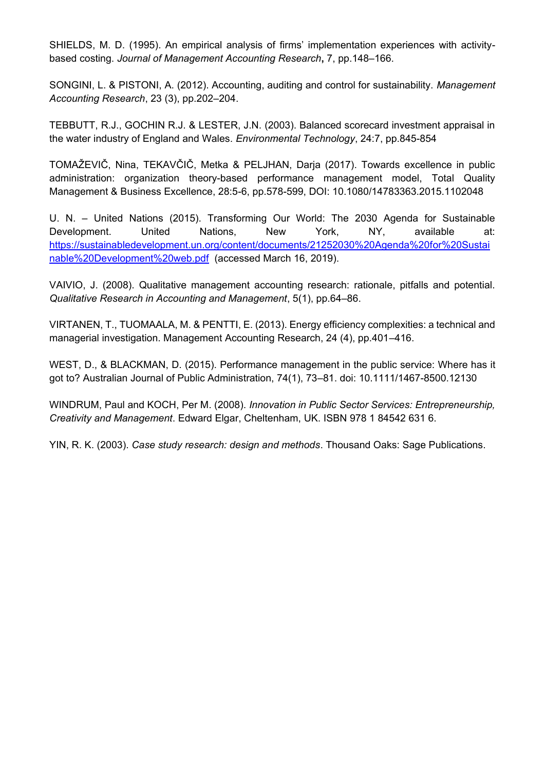SHIELDS, M. D. (1995). An empirical analysis of firms' implementation experiences with activity-based costing. *Journal of Management Accounting Research***,** 7, pp.148–166.

SONGINI, L. & PISTONI, A. (2012). Accounting, auditing and control for sustainability. *Management Accounting Research*, 23 (3), pp.202–204.

TEBBUTT, R.J., GOCHIN R.J. & LESTER, J.N. (2003). Balanced scorecard investment appraisal in the water industry of England and Wales. *Environmental Technology*, 24:7, pp.845-854

TOMAŽEVIČ, Nina, TEKAVČIČ, Metka & PELJHAN, Darja (2017). Towards excellence in public administration: organization theory-based performance management model, Total Quality Management & Business Excellence, 28:5-6, pp.578-599, DOI: 10.1080/14783363.2015.1102048

U. N. – United Nations (2015). Transforming Our World: The 2030 Agenda for Sustainable Development. United Nations, New York, NY, available at: https://sustainabledevelopment.un.org/content/documents/21252030%20Agenda%20for%20Sustainable%20Development%20web.pdf (accessed March 16, 2019).

VAIVIO, J. (2008). Qualitative management accounting research: rationale, pitfalls and potential. *Qualitative Research in Accounting and Management*, 5(1), pp.64–86.

VIRTANEN, T., TUOMAALA, M. & PENTTI, E. (2013). Energy efficiency complexities: a technical and managerial investigation. Management Accounting Research, 24 (4), pp.401–416.

WEST, D., & BLACKMAN, D. (2015). Performance management in the public service: Where has it got to? Australian Journal of Public Administration, 74(1), 73–81. doi: 10.1111/1467-8500.12130

WINDRUM, Paul and KOCH, Per M. (2008). *Innovation in Public Sector Services: Entrepreneurship, Creativity and Management*. Edward Elgar, Cheltenham, UK. ISBN 978 1 84542 631 6.

YIN, R. K. (2003). *Case study research: design and methods*. Thousand Oaks: Sage Publications.